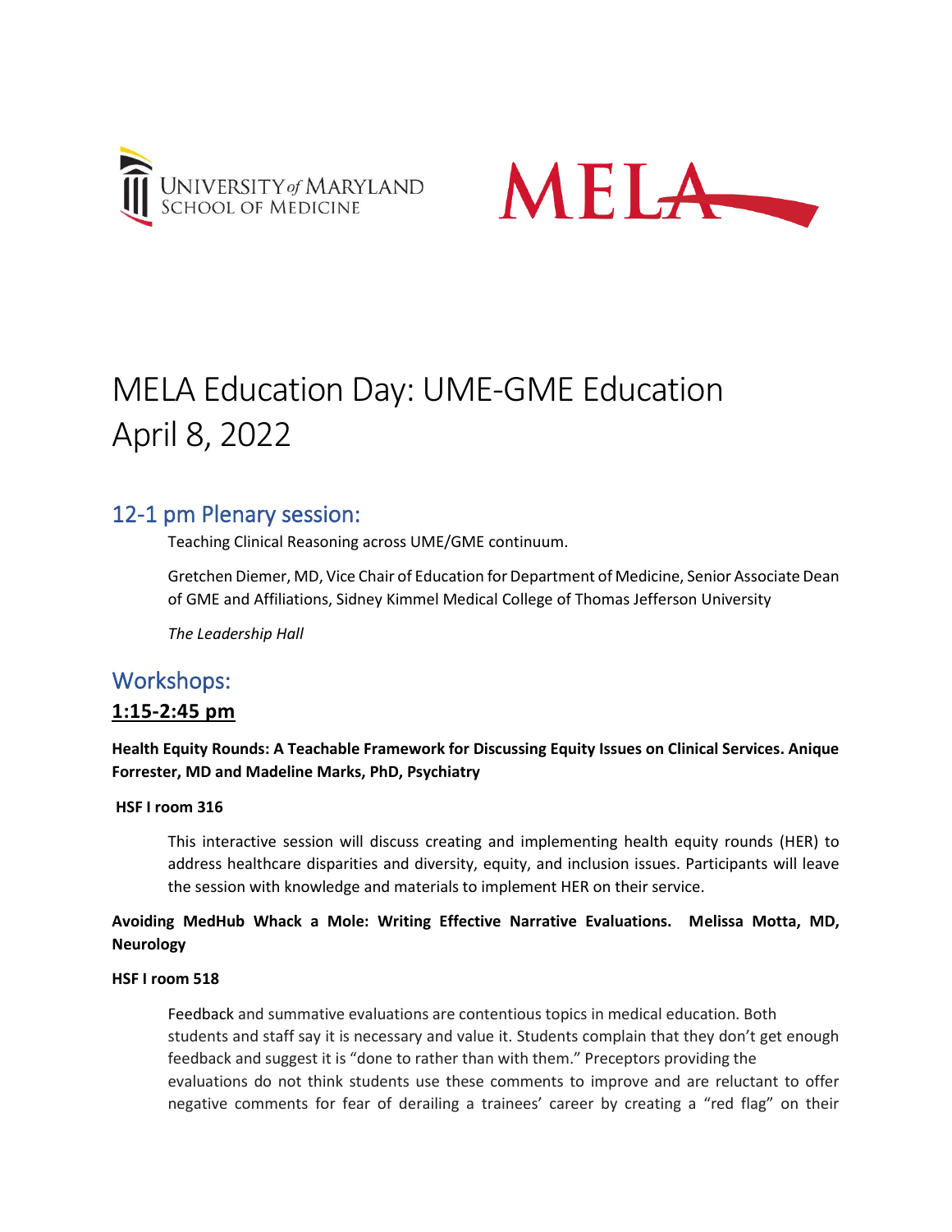UNIVERSITY of MARYLAND SCHOOL OF MEDICINE

MELA

# MELA Education Day: UME-GME Education April 8, 2022

## 12-1 pm Plenary session:

Teaching Clinical Reasoning across UME/GME continuum.

Gretchen Diemer, MD, Vice Chair of Education for Department of Medicine, Senior Associate Dean of GME and Affiliations, Sidney Kimmel Medical College of Thomas Jefferson University

*The Leadership Hall*

## Workshops:

### 1:15-2:45 pm

**Health Equity Rounds: A Teachable Framework for Discussing Equity Issues on Clinical Services. Anique Forrester, MD and Madeline Marks, PhD, Psychiatry**

**HSF I room 316**

This interactive session will discuss creating and implementing health equity rounds (HER) to address healthcare disparities and diversity, equity, and inclusion issues. Participants will leave the session with knowledge and materials to implement HER on their service.

**Avoiding MedHub Whack a Mole: Writing Effective Narrative Evaluations. Melissa Motta, MD, Neurology**

**HSF I room 518**

Feedback and summative evaluations are contentious topics in medical education. Both students and staff say it is necessary and value it. Students complain that they don't get enough feedback and suggest it is "done to rather than with them." Preceptors providing the evaluations do not think students use these comments to improve and are reluctant to offer negative comments for fear of derailing a trainees' career by creating a "red flag" on their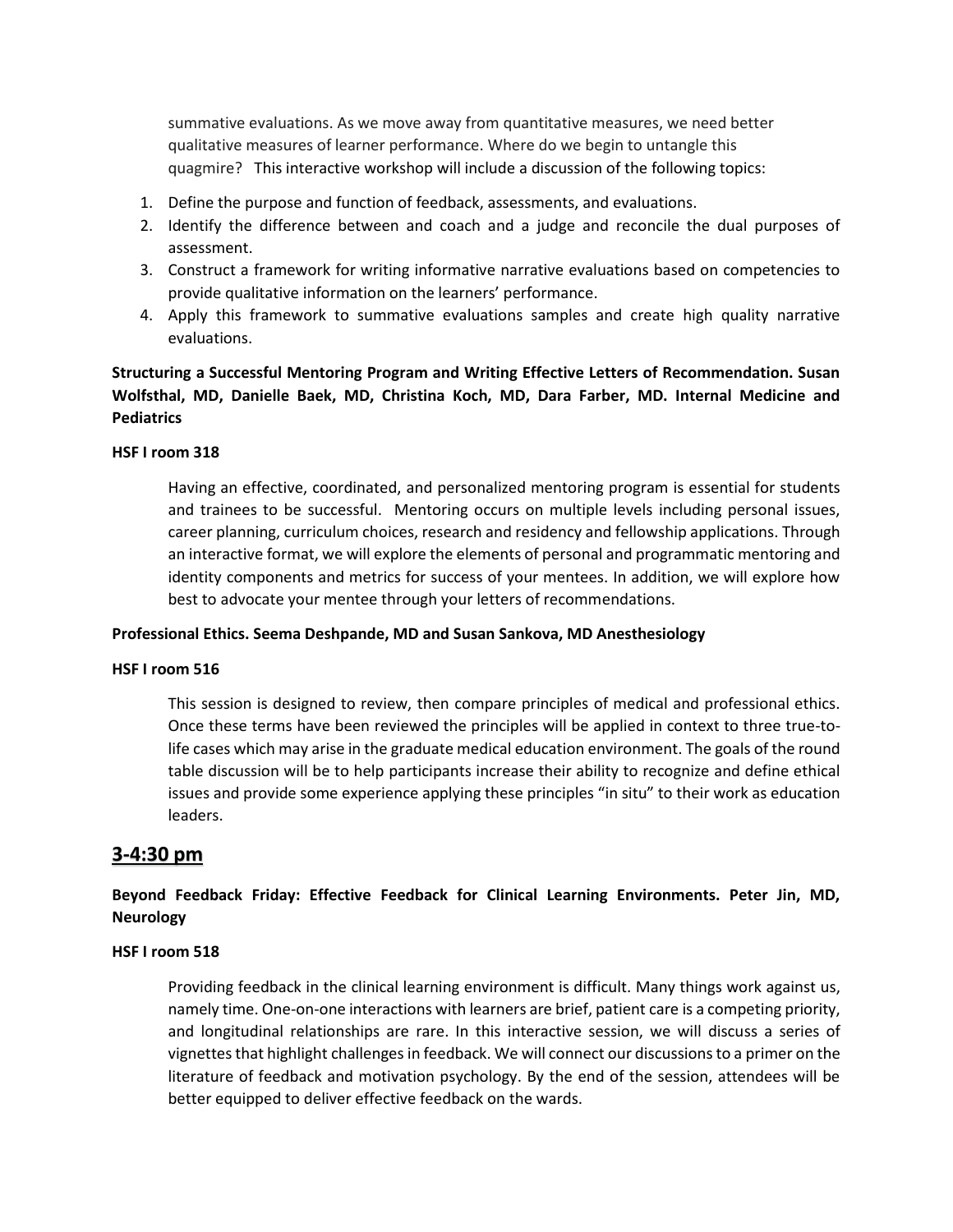summative evaluations. As we move away from quantitative measures, we need better qualitative measures of learner performance. Where do we begin to untangle this quagmire? This interactive workshop will include a discussion of the following topics:

1. Define the purpose and function of feedback, assessments, and evaluations.
2. Identify the difference between and coach and a judge and reconcile the dual purposes of assessment.
3. Construct a framework for writing informative narrative evaluations based on competencies to provide qualitative information on the learners' performance.
4. Apply this framework to summative evaluations samples and create high quality narrative evaluations.

**Structuring a Successful Mentoring Program and Writing Effective Letters of Recommendation. Susan Wolfsthal, MD, Danielle Baek, MD, Christina Koch, MD, Dara Farber, MD. Internal Medicine and Pediatrics**

**HSF I room 318**

Having an effective, coordinated, and personalized mentoring program is essential for students and trainees to be successful. Mentoring occurs on multiple levels including personal issues, career planning, curriculum choices, research and residency and fellowship applications. Through an interactive format, we will explore the elements of personal and programmatic mentoring and identity components and metrics for success of your mentees. In addition, we will explore how best to advocate your mentee through your letters of recommendations.

**Professional Ethics. Seema Deshpande, MD and Susan Sankova, MD Anesthesiology**

**HSF I room 516**

This session is designed to review, then compare principles of medical and professional ethics. Once these terms have been reviewed the principles will be applied in context to three true-to-life cases which may arise in the graduate medical education environment. The goals of the round table discussion will be to help participants increase their ability to recognize and define ethical issues and provide some experience applying these principles "in situ" to their work as education leaders.

## 3-4:30 pm

**Beyond Feedback Friday: Effective Feedback for Clinical Learning Environments. Peter Jin, MD, Neurology**

**HSF I room 518**

Providing feedback in the clinical learning environment is difficult. Many things work against us, namely time. One-on-one interactions with learners are brief, patient care is a competing priority, and longitudinal relationships are rare. In this interactive session, we will discuss a series of vignettes that highlight challenges in feedback. We will connect our discussions to a primer on the literature of feedback and motivation psychology. By the end of the session, attendees will be better equipped to deliver effective feedback on the wards.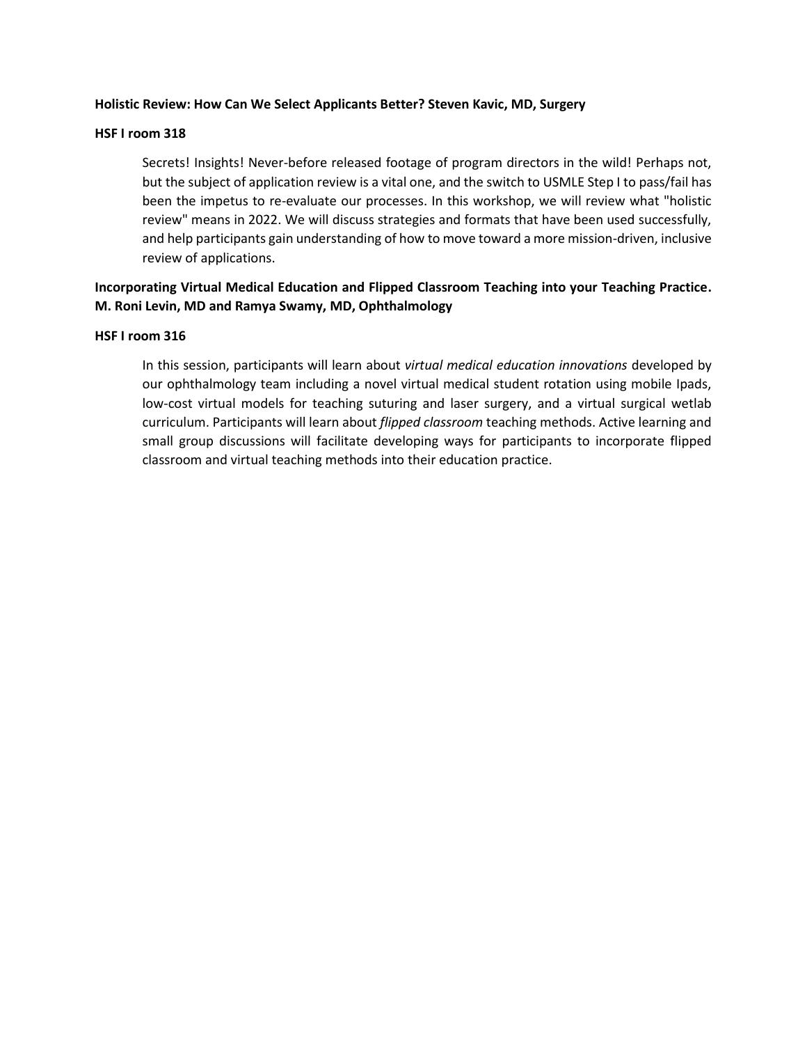**Holistic Review: How Can We Select Applicants Better? Steven Kavic, MD, Surgery**

**HSF I room 318**

Secrets! Insights! Never-before released footage of program directors in the wild! Perhaps not, but the subject of application review is a vital one, and the switch to USMLE Step I to pass/fail has been the impetus to re-evaluate our processes. In this workshop, we will review what "holistic review" means in 2022. We will discuss strategies and formats that have been used successfully, and help participants gain understanding of how to move toward a more mission-driven, inclusive review of applications.

**Incorporating Virtual Medical Education and Flipped Classroom Teaching into your Teaching Practice. M. Roni Levin, MD and Ramya Swamy, MD, Ophthalmology**

**HSF I room 316**

In this session, participants will learn about *virtual medical education innovations* developed by our ophthalmology team including a novel virtual medical student rotation using mobile Ipads, low-cost virtual models for teaching suturing and laser surgery, and a virtual surgical wetlab curriculum. Participants will learn about *flipped classroom* teaching methods. Active learning and small group discussions will facilitate developing ways for participants to incorporate flipped classroom and virtual teaching methods into their education practice.